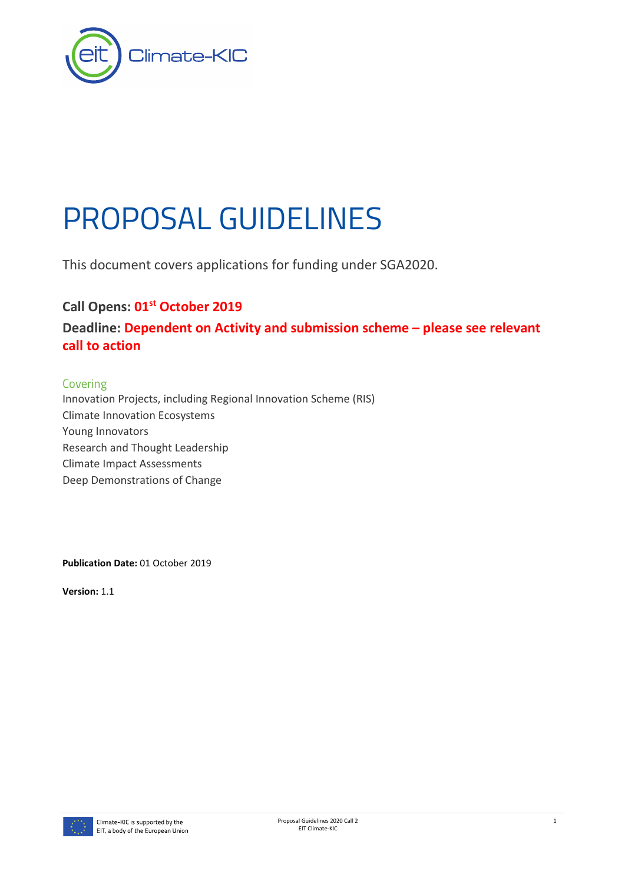# PROPOSAL GUIDELINES

This document covers applications for funding under SGA2020.

**Call Opens: 01st October 2019**

**Deadline: Dependent on Activity and submission scheme – please see relevant call to action**

Covering

Innovation Projects, including Regional Innovation Scheme (RIS)
Climate Innovation Ecosystems
Young Innovators
Research and Thought Leadership
Climate Impact Assessments
Deep Demonstrations of Change

**Publication Date:** 01 October 2019

**Version:** 1.1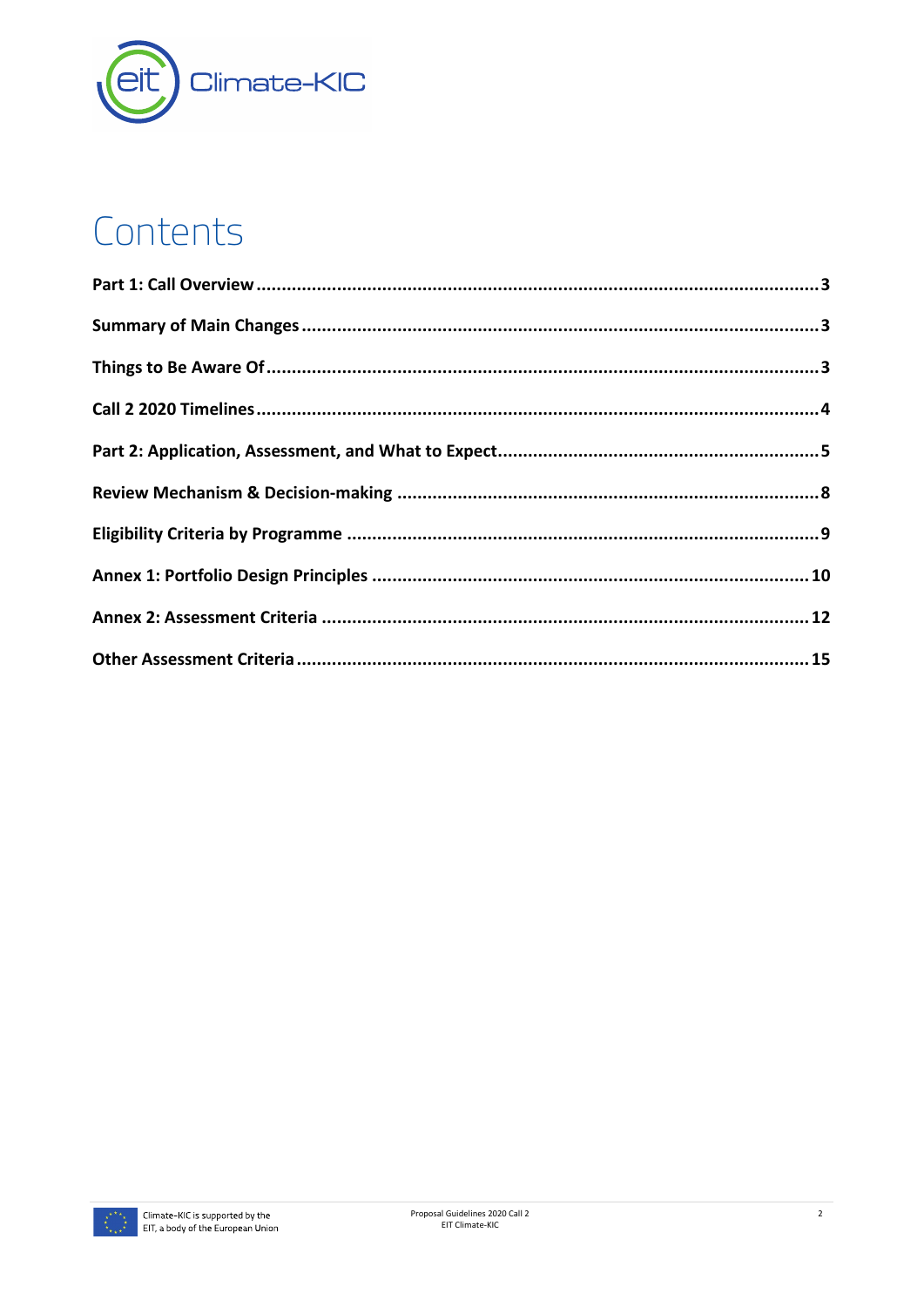# Contents

| | |
|---|---|
| **Part 1: Call Overview** | **3** |
| **Summary of Main Changes** | **3** |
| **Things to Be Aware Of** | **3** |
| **Call 2 2020 Timelines** | **4** |
| **Part 2: Application, Assessment, and What to Expect** | **5** |
| **Review Mechanism & Decision-making** | **8** |
| **Eligibility Criteria by Programme** | **9** |
| **Annex 1: Portfolio Design Principles** | **10** |
| **Annex 2: Assessment Criteria** | **12** |
| **Other Assessment Criteria** | **15** |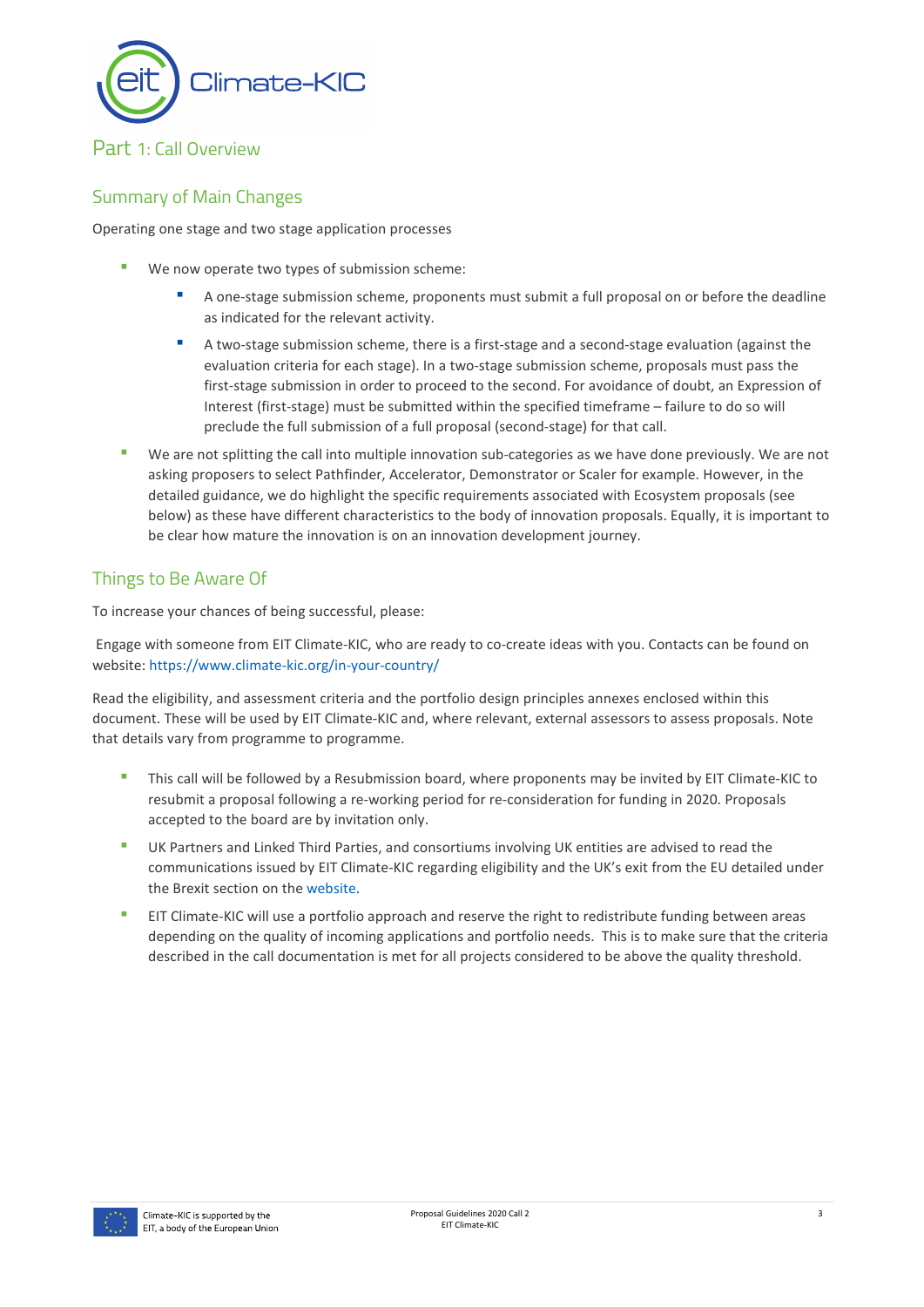# Part 1: Call Overview

## Summary of Main Changes

Operating one stage and two stage application processes

- We now operate two types of submission scheme:
    - A one-stage submission scheme, proponents must submit a full proposal on or before the deadline as indicated for the relevant activity.
    - A two-stage submission scheme, there is a first-stage and a second-stage evaluation (against the evaluation criteria for each stage). In a two-stage submission scheme, proposals must pass the first-stage submission in order to proceed to the second. For avoidance of doubt, an Expression of Interest (first-stage) must be submitted within the specified timeframe – failure to do so will preclude the full submission of a full proposal (second-stage) for that call.
- We are not splitting the call into multiple innovation sub-categories as we have done previously. We are not asking proposers to select Pathfinder, Accelerator, Demonstrator or Scaler for example. However, in the detailed guidance, we do highlight the specific requirements associated with Ecosystem proposals (see below) as these have different characteristics to the body of innovation proposals. Equally, it is important to be clear how mature the innovation is on an innovation development journey.

## Things to Be Aware Of

To increase your chances of being successful, please:

Engage with someone from EIT Climate-KIC, who are ready to co-create ideas with you. Contacts can be found on website: https://www.climate-kic.org/in-your-country/

Read the eligibility, and assessment criteria and the portfolio design principles annexes enclosed within this document. These will be used by EIT Climate-KIC and, where relevant, external assessors to assess proposals. Note that details vary from programme to programme.

- This call will be followed by a Resubmission board, where proponents may be invited by EIT Climate-KIC to resubmit a proposal following a re-working period for re-consideration for funding in 2020. Proposals accepted to the board are by invitation only.
- UK Partners and Linked Third Parties, and consortiums involving UK entities are advised to read the communications issued by EIT Climate-KIC regarding eligibility and the UK's exit from the EU detailed under the Brexit section on the website.
- EIT Climate-KIC will use a portfolio approach and reserve the right to redistribute funding between areas depending on the quality of incoming applications and portfolio needs. This is to make sure that the criteria described in the call documentation is met for all projects considered to be above the quality threshold.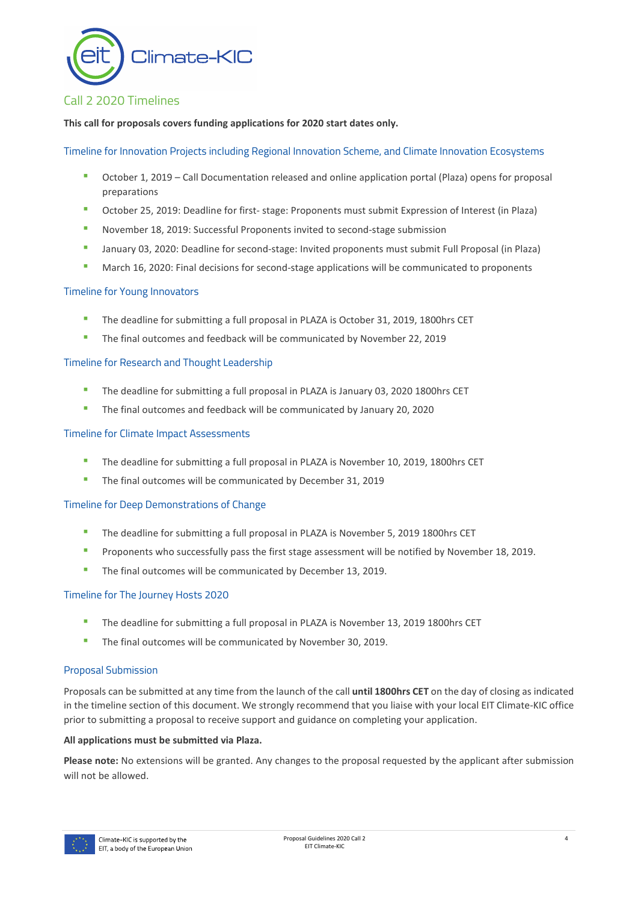## Call 2 2020 Timelines

**This call for proposals covers funding applications for 2020 start dates only.**

### Timeline for Innovation Projects including Regional Innovation Scheme, and Climate Innovation Ecosystems

- October 1, 2019 – Call Documentation released and online application portal (Plaza) opens for proposal preparations
- October 25, 2019: Deadline for first- stage: Proponents must submit Expression of Interest (in Plaza)
- November 18, 2019: Successful Proponents invited to second-stage submission
- January 03, 2020: Deadline for second-stage: Invited proponents must submit Full Proposal (in Plaza)
- March 16, 2020: Final decisions for second-stage applications will be communicated to proponents

### Timeline for Young Innovators

- The deadline for submitting a full proposal in PLAZA is October 31, 2019, 1800hrs CET
- The final outcomes and feedback will be communicated by November 22, 2019

### Timeline for Research and Thought Leadership

- The deadline for submitting a full proposal in PLAZA is January 03, 2020 1800hrs CET
- The final outcomes and feedback will be communicated by January 20, 2020

### Timeline for Climate Impact Assessments

- The deadline for submitting a full proposal in PLAZA is November 10, 2019, 1800hrs CET
- The final outcomes will be communicated by December 31, 2019

### Timeline for Deep Demonstrations of Change

- The deadline for submitting a full proposal in PLAZA is November 5, 2019 1800hrs CET
- Proponents who successfully pass the first stage assessment will be notified by November 18, 2019.
- The final outcomes will be communicated by December 13, 2019.

### Timeline for The Journey Hosts 2020

- The deadline for submitting a full proposal in PLAZA is November 13, 2019 1800hrs CET
- The final outcomes will be communicated by November 30, 2019.

### Proposal Submission

Proposals can be submitted at any time from the launch of the call **until 1800hrs CET** on the day of closing as indicated in the timeline section of this document. We strongly recommend that you liaise with your local EIT Climate-KIC office prior to submitting a proposal to receive support and guidance on completing your application.

**All applications must be submitted via Plaza.**

**Please note:** No extensions will be granted. Any changes to the proposal requested by the applicant after submission will not be allowed.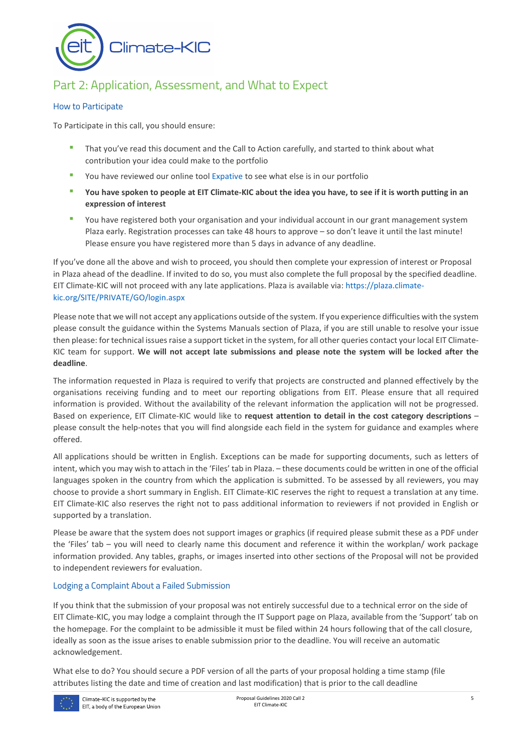## Part 2: Application, Assessment, and What to Expect

### How to Participate

To Participate in this call, you should ensure:

- That you've read this document and the Call to Action carefully, and started to think about what contribution your idea could make to the portfolio
- You have reviewed our online tool Expative to see what else is in our portfolio
- **You have spoken to people at EIT Climate-KIC about the idea you have, to see if it is worth putting in an expression of interest**
- You have registered both your organisation and your individual account in our grant management system Plaza early. Registration processes can take 48 hours to approve – so don't leave it until the last minute! Please ensure you have registered more than 5 days in advance of any deadline.

If you've done all the above and wish to proceed, you should then complete your expression of interest or Proposal in Plaza ahead of the deadline. If invited to do so, you must also complete the full proposal by the specified deadline. EIT Climate-KIC will not proceed with any late applications. Plaza is available via: https://plaza.climate-kic.org/SITE/PRIVATE/GO/login.aspx

Please note that we will not accept any applications outside of the system. If you experience difficulties with the system please consult the guidance within the Systems Manuals section of Plaza, if you are still unable to resolve your issue then please: for technical issues raise a support ticket in the system, for all other queries contact your local EIT Climate-KIC team for support. **We will not accept late submissions and please note the system will be locked after the deadline**.

The information requested in Plaza is required to verify that projects are constructed and planned effectively by the organisations receiving funding and to meet our reporting obligations from EIT. Please ensure that all required information is provided. Without the availability of the relevant information the application will not be progressed. Based on experience, EIT Climate-KIC would like to **request attention to detail in the cost category descriptions** – please consult the help-notes that you will find alongside each field in the system for guidance and examples where offered.

All applications should be written in English. Exceptions can be made for supporting documents, such as letters of intent, which you may wish to attach in the 'Files' tab in Plaza. – these documents could be written in one of the official languages spoken in the country from which the application is submitted. To be assessed by all reviewers, you may choose to provide a short summary in English. EIT Climate-KIC reserves the right to request a translation at any time. EIT Climate-KIC also reserves the right not to pass additional information to reviewers if not provided in English or supported by a translation.

Please be aware that the system does not support images or graphics (if required please submit these as a PDF under the 'Files' tab – you will need to clearly name this document and reference it within the workplan/ work package information provided. Any tables, graphs, or images inserted into other sections of the Proposal will not be provided to independent reviewers for evaluation.

### Lodging a Complaint About a Failed Submission

If you think that the submission of your proposal was not entirely successful due to a technical error on the side of EIT Climate-KIC, you may lodge a complaint through the IT Support page on Plaza, available from the 'Support' tab on the homepage. For the complaint to be admissible it must be filed within 24 hours following that of the call closure, ideally as soon as the issue arises to enable submission prior to the deadline. You will receive an automatic acknowledgement.

What else to do? You should secure a PDF version of all the parts of your proposal holding a time stamp (file attributes listing the date and time of creation and last modification) that is prior to the call deadline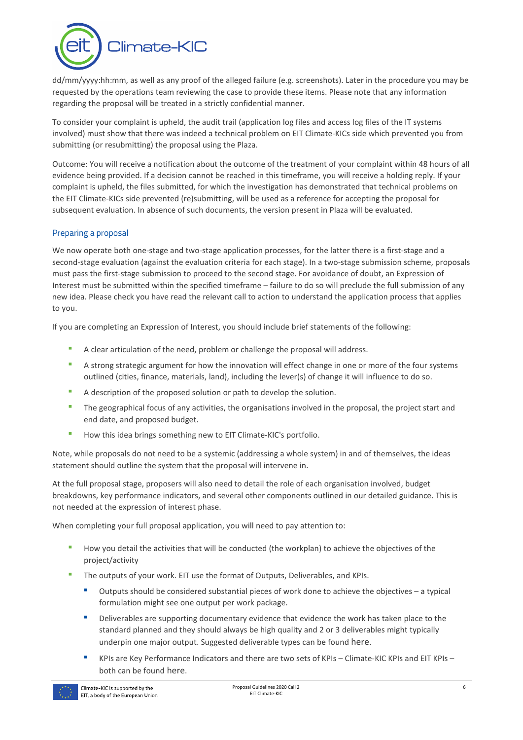dd/mm/yyyy:hh:mm, as well as any proof of the alleged failure (e.g. screenshots). Later in the procedure you may be requested by the operations team reviewing the case to provide these items. Please note that any information regarding the proposal will be treated in a strictly confidential manner.

To consider your complaint is upheld, the audit trail (application log files and access log files of the IT systems involved) must show that there was indeed a technical problem on EIT Climate-KICs side which prevented you from submitting (or resubmitting) the proposal using the Plaza.

Outcome: You will receive a notification about the outcome of the treatment of your complaint within 48 hours of all evidence being provided. If a decision cannot be reached in this timeframe, you will receive a holding reply. If your complaint is upheld, the files submitted, for which the investigation has demonstrated that technical problems on the EIT Climate-KICs side prevented (re)submitting, will be used as a reference for accepting the proposal for subsequent evaluation. In absence of such documents, the version present in Plaza will be evaluated.

## Preparing a proposal

We now operate both one-stage and two-stage application processes, for the latter there is a first-stage and a second-stage evaluation (against the evaluation criteria for each stage). In a two-stage submission scheme, proposals must pass the first-stage submission to proceed to the second stage. For avoidance of doubt, an Expression of Interest must be submitted within the specified timeframe – failure to do so will preclude the full submission of any new idea. Please check you have read the relevant call to action to understand the application process that applies to you.

If you are completing an Expression of Interest, you should include brief statements of the following:

- A clear articulation of the need, problem or challenge the proposal will address.
- A strong strategic argument for how the innovation will effect change in one or more of the four systems outlined (cities, finance, materials, land), including the lever(s) of change it will influence to do so.
- A description of the proposed solution or path to develop the solution.
- The geographical focus of any activities, the organisations involved in the proposal, the project start and end date, and proposed budget.
- How this idea brings something new to EIT Climate-KIC's portfolio.

Note, while proposals do not need to be a systemic (addressing a whole system) in and of themselves, the ideas statement should outline the system that the proposal will intervene in.

At the full proposal stage, proposers will also need to detail the role of each organisation involved, budget breakdowns, key performance indicators, and several other components outlined in our detailed guidance. This is not needed at the expression of interest phase.

When completing your full proposal application, you will need to pay attention to:

- How you detail the activities that will be conducted (the workplan) to achieve the objectives of the project/activity
- The outputs of your work. EIT use the format of Outputs, Deliverables, and KPIs.
  - Outputs should be considered substantial pieces of work done to achieve the objectives – a typical formulation might see one output per work package.
  - Deliverables are supporting documentary evidence that evidence the work has taken place to the standard planned and they should always be high quality and 2 or 3 deliverables might typically underpin one major output. Suggested deliverable types can be found here.
  - KPIs are Key Performance Indicators and there are two sets of KPIs – Climate-KIC KPIs and EIT KPIs – both can be found here.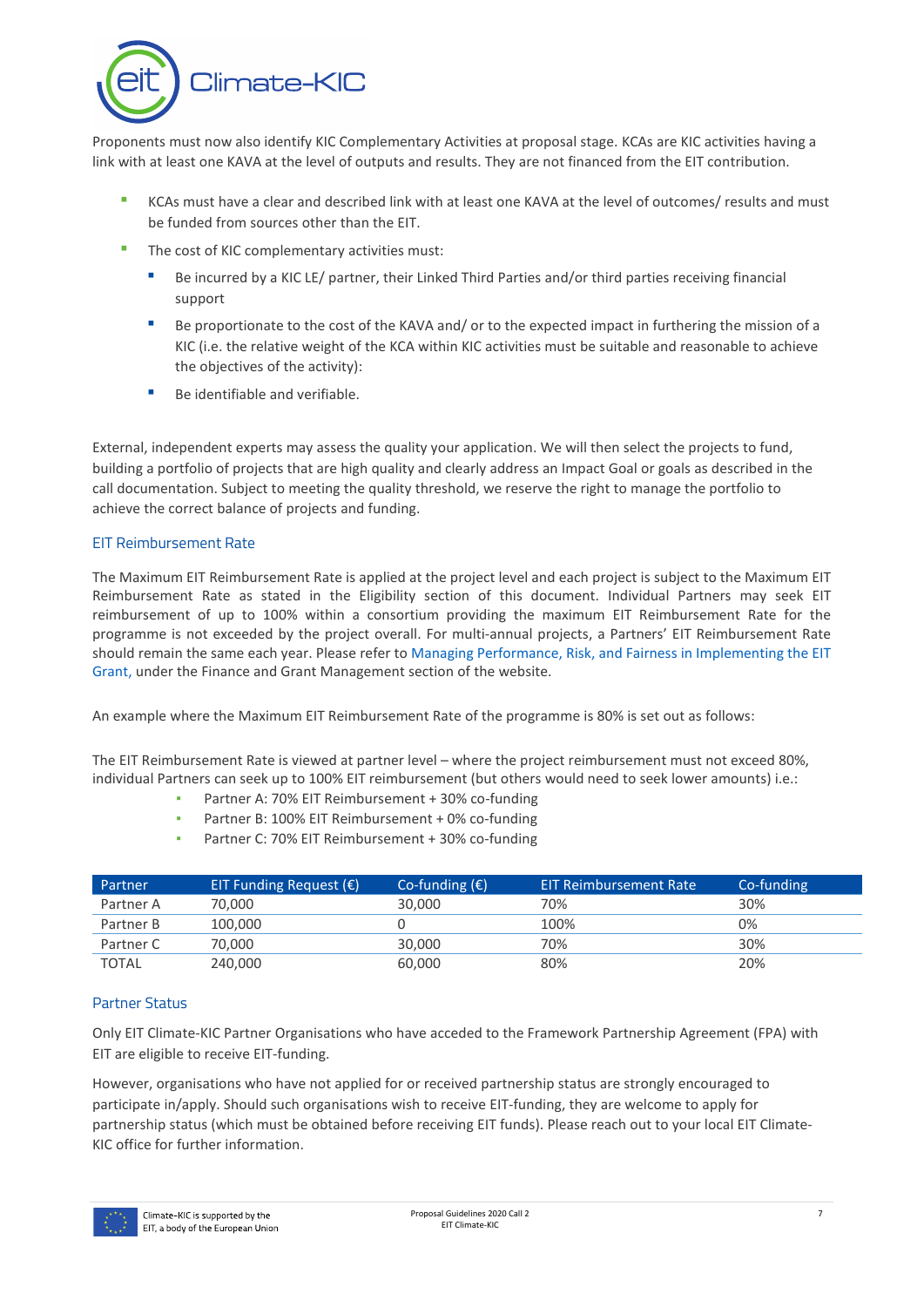Proponents must now also identify KIC Complementary Activities at proposal stage. KCAs are KIC activities having a link with at least one KAVA at the level of outputs and results. They are not financed from the EIT contribution.

- KCAs must have a clear and described link with at least one KAVA at the level of outcomes/ results and must be funded from sources other than the EIT.
- The cost of KIC complementary activities must:
  - Be incurred by a KIC LE/ partner, their Linked Third Parties and/or third parties receiving financial support
  - Be proportionate to the cost of the KAVA and/ or to the expected impact in furthering the mission of a KIC (i.e. the relative weight of the KCA within KIC activities must be suitable and reasonable to achieve the objectives of the activity):
  - Be identifiable and verifiable.

External, independent experts may assess the quality your application. We will then select the projects to fund, building a portfolio of projects that are high quality and clearly address an Impact Goal or goals as described in the call documentation. Subject to meeting the quality threshold, we reserve the right to manage the portfolio to achieve the correct balance of projects and funding.

### EIT Reimbursement Rate

The Maximum EIT Reimbursement Rate is applied at the project level and each project is subject to the Maximum EIT Reimbursement Rate as stated in the Eligibility section of this document. Individual Partners may seek EIT reimbursement of up to 100% within a consortium providing the maximum EIT Reimbursement Rate for the programme is not exceeded by the project overall. For multi-annual projects, a Partners' EIT Reimbursement Rate should remain the same each year. Please refer to Managing Performance, Risk, and Fairness in Implementing the EIT Grant, under the Finance and Grant Management section of the website.

An example where the Maximum EIT Reimbursement Rate of the programme is 80% is set out as follows:

The EIT Reimbursement Rate is viewed at partner level – where the project reimbursement must not exceed 80%, individual Partners can seek up to 100% EIT reimbursement (but others would need to seek lower amounts) i.e.:

- Partner A: 70% EIT Reimbursement + 30% co-funding
- Partner B: 100% EIT Reimbursement + 0% co-funding
- Partner C: 70% EIT Reimbursement + 30% co-funding

| Partner | EIT Funding Request (€) | Co-funding (€) | EIT Reimbursement Rate | Co-funding |
|---|---|---|---|---|
| Partner A | 70,000 | 30,000 | 70% | 30% |
| Partner B | 100,000 | 0 | 100% | 0% |
| Partner C | 70,000 | 30,000 | 70% | 30% |
| TOTAL | 240,000 | 60,000 | 80% | 20% |

### Partner Status

Only EIT Climate-KIC Partner Organisations who have acceded to the Framework Partnership Agreement (FPA) with EIT are eligible to receive EIT-funding.

However, organisations who have not applied for or received partnership status are strongly encouraged to participate in/apply. Should such organisations wish to receive EIT-funding, they are welcome to apply for partnership status (which must be obtained before receiving EIT funds). Please reach out to your local EIT Climate-KIC office for further information.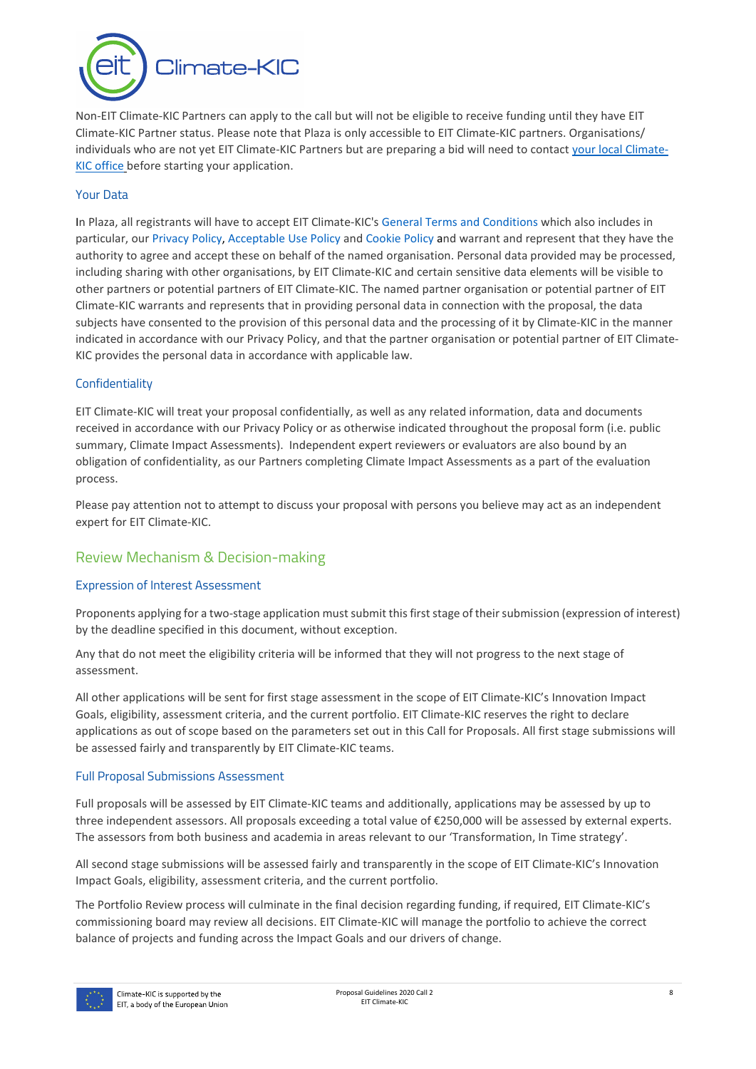Non-EIT Climate-KIC Partners can apply to the call but will not be eligible to receive funding until they have EIT Climate-KIC Partner status. Please note that Plaza is only accessible to EIT Climate-KIC partners. Organisations/ individuals who are not yet EIT Climate-KIC Partners but are preparing a bid will need to contact your local Climate-KIC office before starting your application.

### Your Data

In Plaza, all registrants will have to accept EIT Climate-KIC's General Terms and Conditions which also includes in particular, our Privacy Policy, Acceptable Use Policy and Cookie Policy and warrant and represent that they have the authority to agree and accept these on behalf of the named organisation. Personal data provided may be processed, including sharing with other organisations, by EIT Climate-KIC and certain sensitive data elements will be visible to other partners or potential partners of EIT Climate-KIC. The named partner organisation or potential partner of EIT Climate-KIC warrants and represents that in providing personal data in connection with the proposal, the data subjects have consented to the provision of this personal data and the processing of it by Climate-KIC in the manner indicated in accordance with our Privacy Policy, and that the partner organisation or potential partner of EIT Climate-KIC provides the personal data in accordance with applicable law.

### Confidentiality

EIT Climate-KIC will treat your proposal confidentially, as well as any related information, data and documents received in accordance with our Privacy Policy or as otherwise indicated throughout the proposal form (i.e. public summary, Climate Impact Assessments). Independent expert reviewers or evaluators are also bound by an obligation of confidentiality, as our Partners completing Climate Impact Assessments as a part of the evaluation process.

Please pay attention not to attempt to discuss your proposal with persons you believe may act as an independent expert for EIT Climate-KIC.

## Review Mechanism & Decision-making

### Expression of Interest Assessment

Proponents applying for a two-stage application must submit this first stage of their submission (expression of interest) by the deadline specified in this document, without exception.

Any that do not meet the eligibility criteria will be informed that they will not progress to the next stage of assessment.

All other applications will be sent for first stage assessment in the scope of EIT Climate-KIC's Innovation Impact Goals, eligibility, assessment criteria, and the current portfolio. EIT Climate-KIC reserves the right to declare applications as out of scope based on the parameters set out in this Call for Proposals. All first stage submissions will be assessed fairly and transparently by EIT Climate-KIC teams.

### Full Proposal Submissions Assessment

Full proposals will be assessed by EIT Climate-KIC teams and additionally, applications may be assessed by up to three independent assessors. All proposals exceeding a total value of €250,000 will be assessed by external experts. The assessors from both business and academia in areas relevant to our 'Transformation, In Time strategy'.

All second stage submissions will be assessed fairly and transparently in the scope of EIT Climate-KIC's Innovation Impact Goals, eligibility, assessment criteria, and the current portfolio.

The Portfolio Review process will culminate in the final decision regarding funding, if required, EIT Climate-KIC's commissioning board may review all decisions. EIT Climate-KIC will manage the portfolio to achieve the correct balance of projects and funding across the Impact Goals and our drivers of change.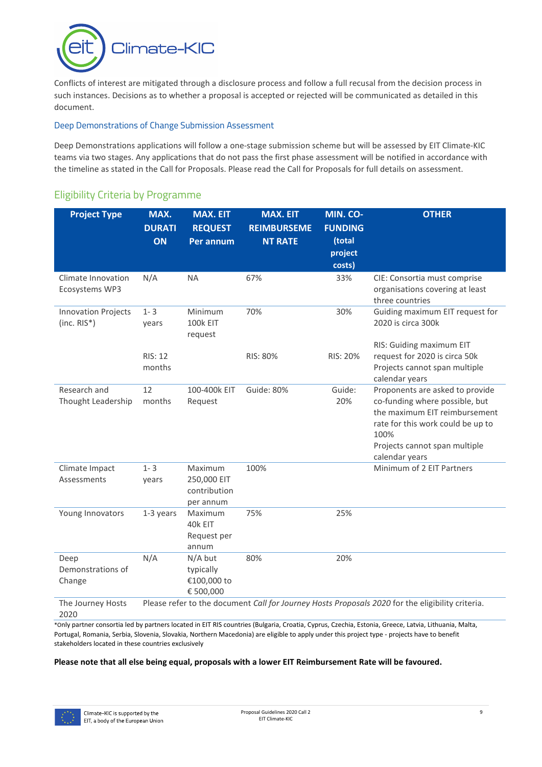Conflicts of interest are mitigated through a disclosure process and follow a full recusal from the decision process in such instances. Decisions as to whether a proposal is accepted or rejected will be communicated as detailed in this document.

### Deep Demonstrations of Change Submission Assessment

Deep Demonstrations applications will follow a one-stage submission scheme but will be assessed by EIT Climate-KIC teams via two stages. Any applications that do not pass the first phase assessment will be notified in accordance with the timeline as stated in the Call for Proposals. Please read the Call for Proposals for full details on assessment.

## Eligibility Criteria by Programme

| Project Type | MAX. DURATION | MAX. EIT REQUEST Per annum | MAX. EIT REIMBURSEMENT RATE | MIN. CO-FUNDING (total project costs) | OTHER |
|---|---|---|---|---|---|
| Climate Innovation Ecosystems WP3 | N/A | NA | 67% | 33% | CIE: Consortia must comprise organisations covering at least three countries |
| Innovation Projects (inc. RIS*) | 1- 3 years<br><br>RIS: 12 months | Minimum 100k EIT request | 70%<br><br>RIS: 80% | 30%<br><br>RIS: 20% | Guiding maximum EIT request for 2020 is circa 300k<br><br>RIS: Guiding maximum EIT request for 2020 is circa 50k<br>Projects cannot span multiple calendar years |
| Research and Thought Leadership | 12 months | 100-400k EIT Request | Guide: 80% | Guide: 20% | Proponents are asked to provide co-funding where possible, but the maximum EIT reimbursement rate for this work could be up to 100%<br>Projects cannot span multiple calendar years |
| Climate Impact Assessments | 1- 3 years | Maximum 250,000 EIT contribution per annum | 100% | | Minimum of 2 EIT Partners |
| Young Innovators | 1-3 years | Maximum 40k EIT Request per annum | 75% | 25% | |
| Deep Demonstrations of Change | N/A | N/A but typically €100,000 to € 500,000 | 80% | 20% | |
| The Journey Hosts 2020 | Please refer to the document *Call for Journey Hosts Proposals 2020* for the eligibility criteria. | | | | |

*Only partner consortia led by partners located in EIT RIS countries (Bulgaria, Croatia, Cyprus, Czechia, Estonia, Greece, Latvia, Lithuania, Malta, Portugal, Romania, Serbia, Slovenia, Slovakia, Northern Macedonia) are eligible to apply under this project type - projects have to benefit stakeholders located in these countries exclusively

**Please note that all else being equal, proposals with a lower EIT Reimbursement Rate will be favoured.**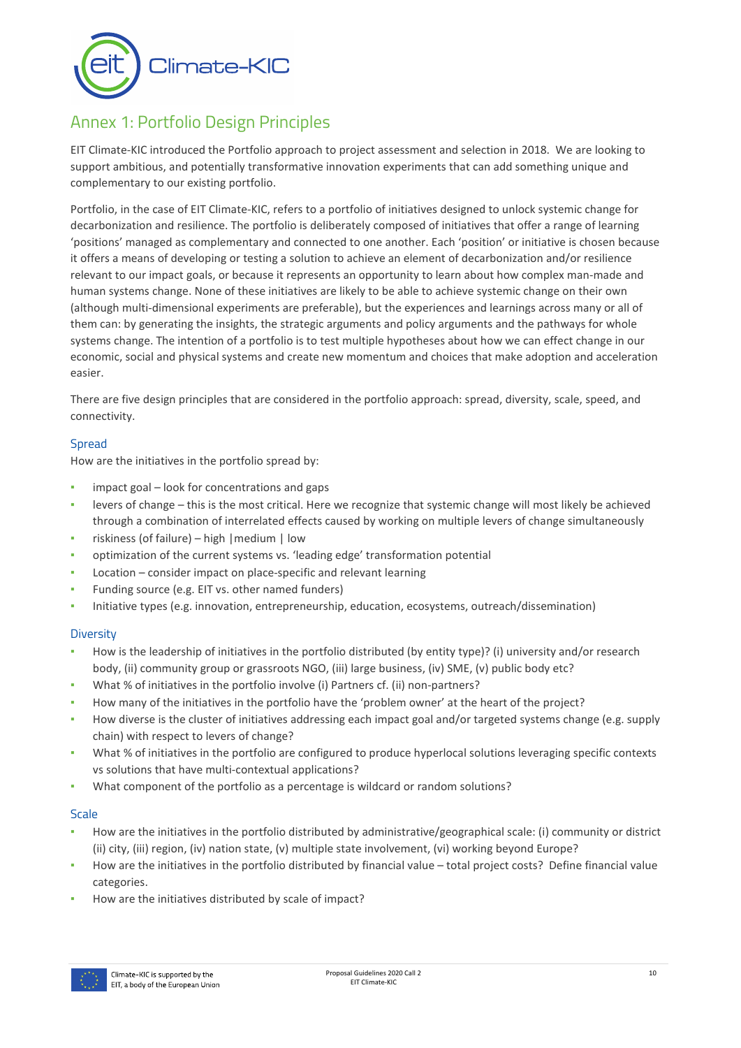# Annex 1: Portfolio Design Principles

EIT Climate-KIC introduced the Portfolio approach to project assessment and selection in 2018. We are looking to support ambitious, and potentially transformative innovation experiments that can add something unique and complementary to our existing portfolio.

Portfolio, in the case of EIT Climate-KIC, refers to a portfolio of initiatives designed to unlock systemic change for decarbonization and resilience. The portfolio is deliberately composed of initiatives that offer a range of learning 'positions' managed as complementary and connected to one another. Each 'position' or initiative is chosen because it offers a means of developing or testing a solution to achieve an element of decarbonization and/or resilience relevant to our impact goals, or because it represents an opportunity to learn about how complex man-made and human systems change. None of these initiatives are likely to be able to achieve systemic change on their own (although multi-dimensional experiments are preferable), but the experiences and learnings across many or all of them can: by generating the insights, the strategic arguments and policy arguments and the pathways for whole systems change. The intention of a portfolio is to test multiple hypotheses about how we can effect change in our economic, social and physical systems and create new momentum and choices that make adoption and acceleration easier.

There are five design principles that are considered in the portfolio approach: spread, diversity, scale, speed, and connectivity.

### Spread

How are the initiatives in the portfolio spread by:

- impact goal – look for concentrations and gaps
- levers of change – this is the most critical. Here we recognize that systemic change will most likely be achieved through a combination of interrelated effects caused by working on multiple levers of change simultaneously
- riskiness (of failure) – high |medium | low
- optimization of the current systems vs. 'leading edge' transformation potential
- Location – consider impact on place-specific and relevant learning
- Funding source (e.g. EIT vs. other named funders)
- Initiative types (e.g. innovation, entrepreneurship, education, ecosystems, outreach/dissemination)

### Diversity

- How is the leadership of initiatives in the portfolio distributed (by entity type)? (i) university and/or research body, (ii) community group or grassroots NGO, (iii) large business, (iv) SME, (v) public body etc?
- What % of initiatives in the portfolio involve (i) Partners cf. (ii) non-partners?
- How many of the initiatives in the portfolio have the 'problem owner' at the heart of the project?
- How diverse is the cluster of initiatives addressing each impact goal and/or targeted systems change (e.g. supply chain) with respect to levers of change?
- What % of initiatives in the portfolio are configured to produce hyperlocal solutions leveraging specific contexts vs solutions that have multi-contextual applications?
- What component of the portfolio as a percentage is wildcard or random solutions?

### Scale

- How are the initiatives in the portfolio distributed by administrative/geographical scale: (i) community or district (ii) city, (iii) region, (iv) nation state, (v) multiple state involvement, (vi) working beyond Europe?
- How are the initiatives in the portfolio distributed by financial value – total project costs? Define financial value categories.
- How are the initiatives distributed by scale of impact?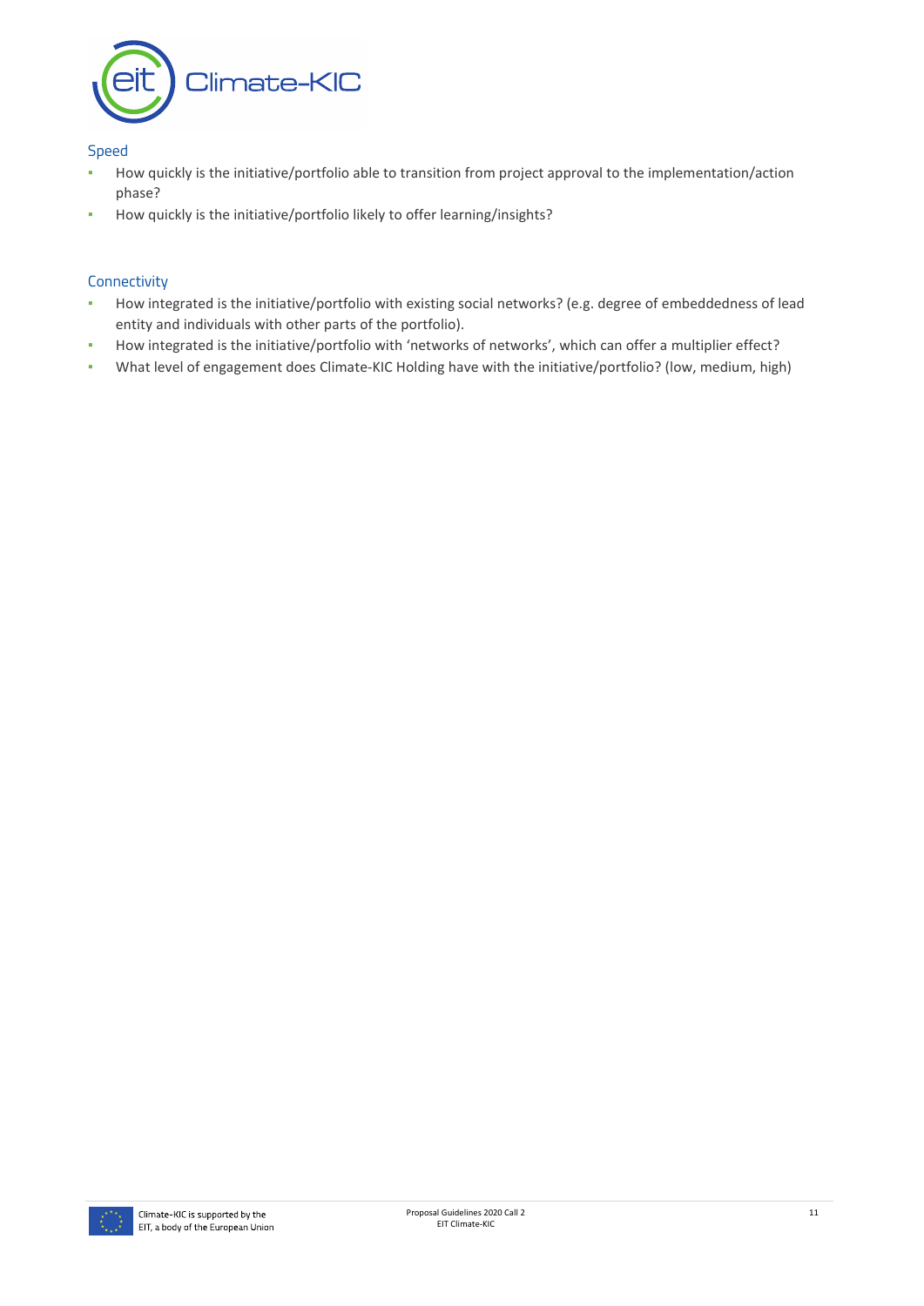### Speed

- How quickly is the initiative/portfolio able to transition from project approval to the implementation/action phase?
- How quickly is the initiative/portfolio likely to offer learning/insights?

### Connectivity

- How integrated is the initiative/portfolio with existing social networks? (e.g. degree of embeddedness of lead entity and individuals with other parts of the portfolio).
- How integrated is the initiative/portfolio with 'networks of networks', which can offer a multiplier effect?
- What level of engagement does Climate-KIC Holding have with the initiative/portfolio? (low, medium, high)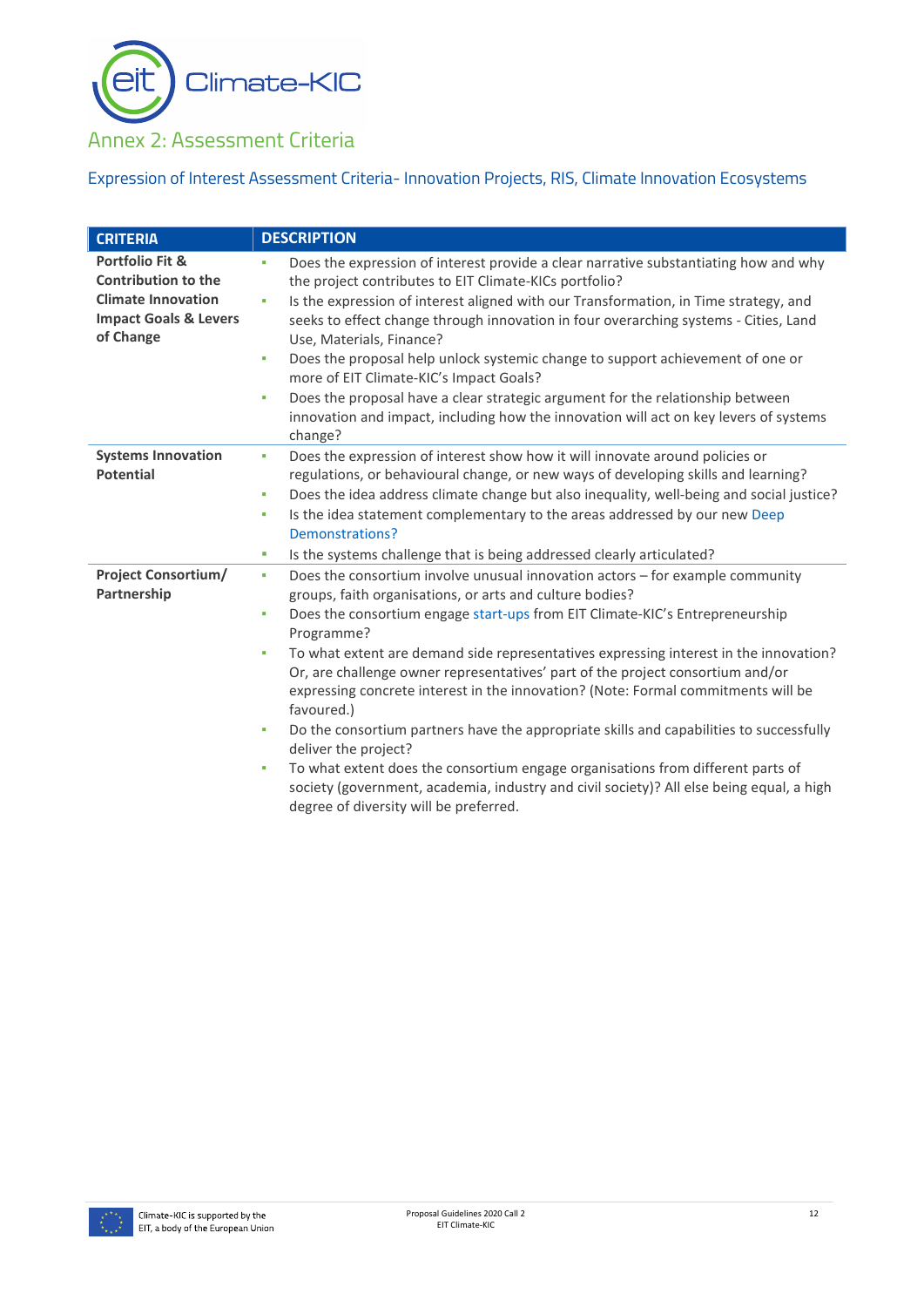## Annex 2: Assessment Criteria

### Expression of Interest Assessment Criteria- Innovation Projects, RIS, Climate Innovation Ecosystems

| CRITERIA | DESCRIPTION |
|---|---|
| **Portfolio Fit & Contribution to the Climate Innovation Impact Goals & Levers of Change** | ▪ Does the expression of interest provide a clear narrative substantiating how and why the project contributes to EIT Climate-KICs portfolio?<br>▪ Is the expression of interest aligned with our Transformation, in Time strategy, and seeks to effect change through innovation in four overarching systems - Cities, Land Use, Materials, Finance?<br>▪ Does the proposal help unlock systemic change to support achievement of one or more of EIT Climate-KIC's Impact Goals?<br>▪ Does the proposal have a clear strategic argument for the relationship between innovation and impact, including how the innovation will act on key levers of systems change? |
| **Systems Innovation Potential** | ▪ Does the expression of interest show how it will innovate around policies or regulations, or behavioural change, or new ways of developing skills and learning?<br>▪ Does the idea address climate change but also inequality, well-being and social justice?<br>▪ Is the idea statement complementary to the areas addressed by our new Deep Demonstrations?<br>▪ Is the systems challenge that is being addressed clearly articulated? |
| **Project Consortium/ Partnership** | ▪ Does the consortium involve unusual innovation actors – for example community groups, faith organisations, or arts and culture bodies?<br>▪ Does the consortium engage start-ups from EIT Climate-KIC's Entrepreneurship Programme?<br>▪ To what extent are demand side representatives expressing interest in the innovation? Or, are challenge owner representatives' part of the project consortium and/or expressing concrete interest in the innovation? (Note: Formal commitments will be favoured.)<br>▪ Do the consortium partners have the appropriate skills and capabilities to successfully deliver the project?<br>▪ To what extent does the consortium engage organisations from different parts of society (government, academia, industry and civil society)? All else being equal, a high degree of diversity will be preferred. |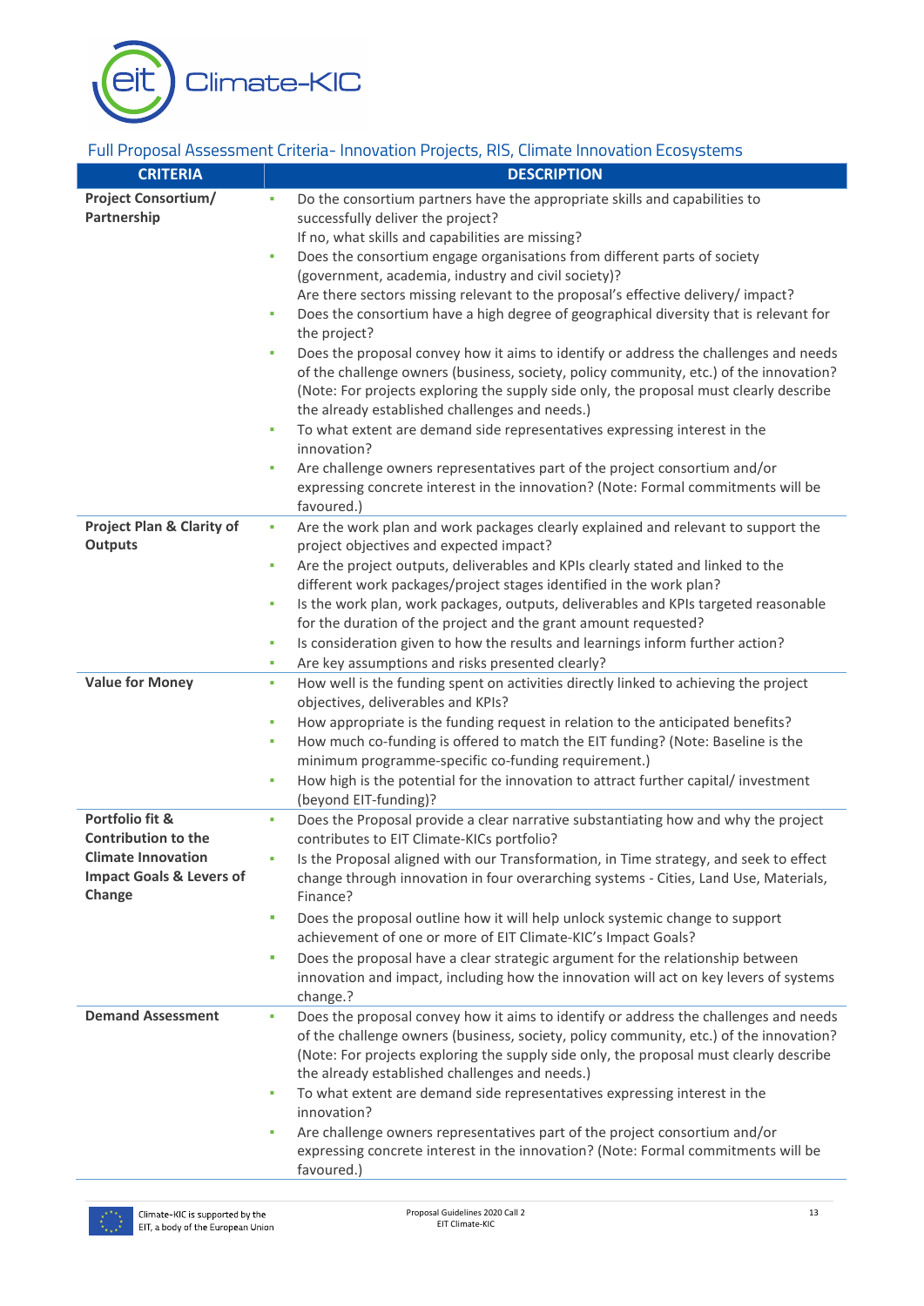## Full Proposal Assessment Criteria- Innovation Projects, RIS, Climate Innovation Ecosystems

| CRITERIA | DESCRIPTION |
|---|---|
| **Project Consortium/ Partnership** | ▪ Do the consortium partners have the appropriate skills and capabilities to successfully deliver the project? If no, what skills and capabilities are missing?<br>▪ Does the consortium engage organisations from different parts of society (government, academia, industry and civil society)? Are there sectors missing relevant to the proposal's effective delivery/ impact?<br>▪ Does the consortium have a high degree of geographical diversity that is relevant for the project?<br>▪ Does the proposal convey how it aims to identify or address the challenges and needs of the challenge owners (business, society, policy community, etc.) of the innovation? (Note: For projects exploring the supply side only, the proposal must clearly describe the already established challenges and needs.)<br>▪ To what extent are demand side representatives expressing interest in the innovation?<br>▪ Are challenge owners representatives part of the project consortium and/or expressing concrete interest in the innovation? (Note: Formal commitments will be favoured.) |
| **Project Plan & Clarity of Outputs** | ▪ Are the work plan and work packages clearly explained and relevant to support the project objectives and expected impact?<br>▪ Are the project outputs, deliverables and KPIs clearly stated and linked to the different work packages/project stages identified in the work plan?<br>▪ Is the work plan, work packages, outputs, deliverables and KPIs targeted reasonable for the duration of the project and the grant amount requested?<br>▪ Is consideration given to how the results and learnings inform further action?<br>▪ Are key assumptions and risks presented clearly? |
| **Value for Money** | ▪ How well is the funding spent on activities directly linked to achieving the project objectives, deliverables and KPIs?<br>▪ How appropriate is the funding request in relation to the anticipated benefits?<br>▪ How much co-funding is offered to match the EIT funding? (Note: Baseline is the minimum programme-specific co-funding requirement.)<br>▪ How high is the potential for the innovation to attract further capital/ investment (beyond EIT-funding)? |
| **Portfolio fit & Contribution to the Climate Innovation Impact Goals & Levers of Change** | ▪ Does the Proposal provide a clear narrative substantiating how and why the project contributes to EIT Climate-KICs portfolio?<br>▪ Is the Proposal aligned with our Transformation, in Time strategy, and seek to effect change through innovation in four overarching systems - Cities, Land Use, Materials, Finance?<br>▪ Does the proposal outline how it will help unlock systemic change to support achievement of one or more of EIT Climate-KIC's Impact Goals?<br>▪ Does the proposal have a clear strategic argument for the relationship between innovation and impact, including how the innovation will act on key levers of systems change.? |
| **Demand Assessment** | ▪ Does the proposal convey how it aims to identify or address the challenges and needs of the challenge owners (business, society, policy community, etc.) of the innovation? (Note: For projects exploring the supply side only, the proposal must clearly describe the already established challenges and needs.)<br>▪ To what extent are demand side representatives expressing interest in the innovation?<br>▪ Are challenge owners representatives part of the project consortium and/or expressing concrete interest in the innovation? (Note: Formal commitments will be favoured.) |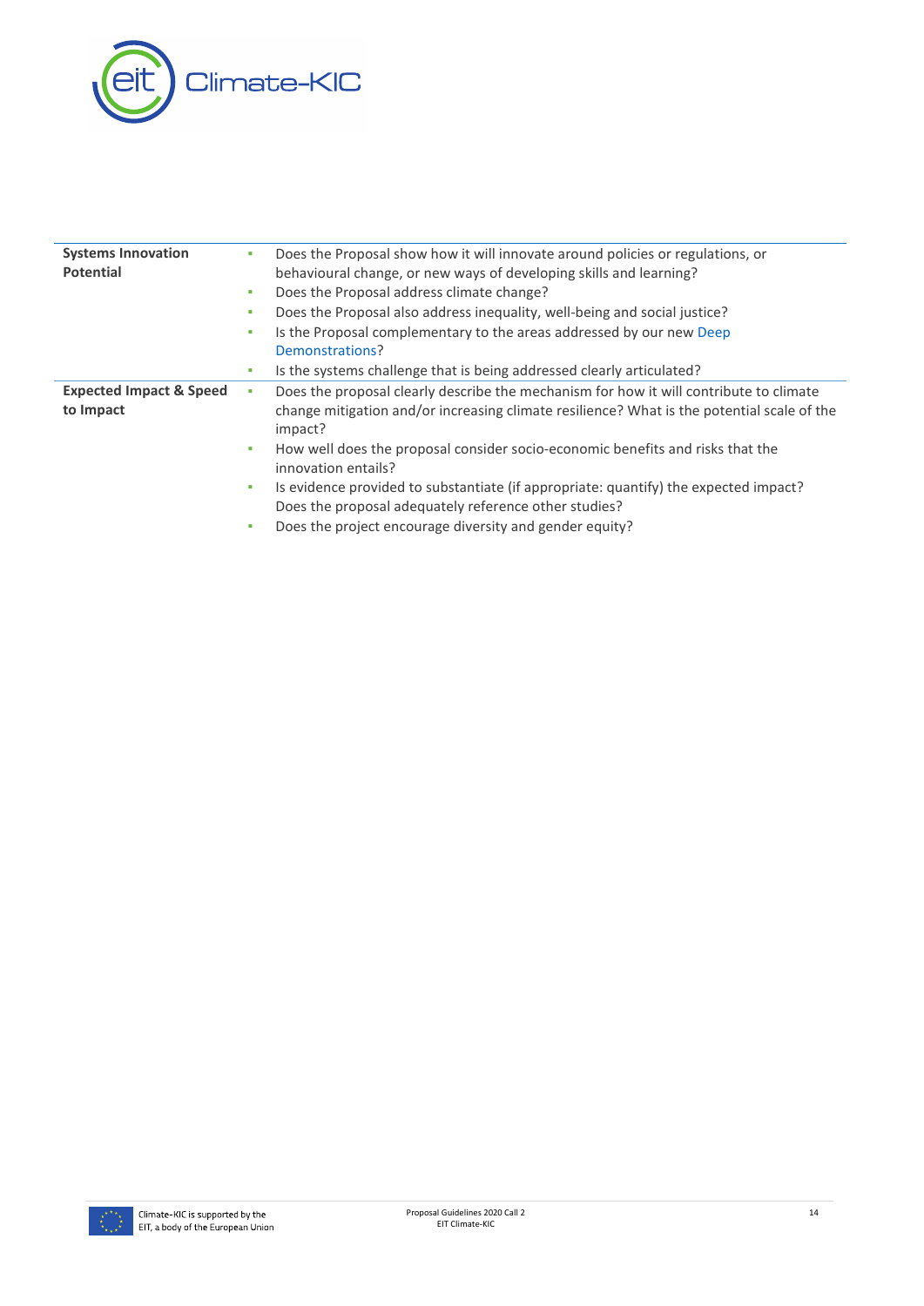| | |
|---|---|
| **Systems Innovation Potential** | ▪ Does the Proposal show how it will innovate around policies or regulations, or behavioural change, or new ways of developing skills and learning?<br>▪ Does the Proposal address climate change?<br>▪ Does the Proposal also address inequality, well-being and social justice?<br>▪ Is the Proposal complementary to the areas addressed by our new Deep Demonstrations?<br>▪ Is the systems challenge that is being addressed clearly articulated? |
| **Expected Impact & Speed to Impact** | ▪ Does the proposal clearly describe the mechanism for how it will contribute to climate change mitigation and/or increasing climate resilience? What is the potential scale of the impact?<br>▪ How well does the proposal consider socio-economic benefits and risks that the innovation entails?<br>▪ Is evidence provided to substantiate (if appropriate: quantify) the expected impact? Does the proposal adequately reference other studies?<br>▪ Does the project encourage diversity and gender equity? |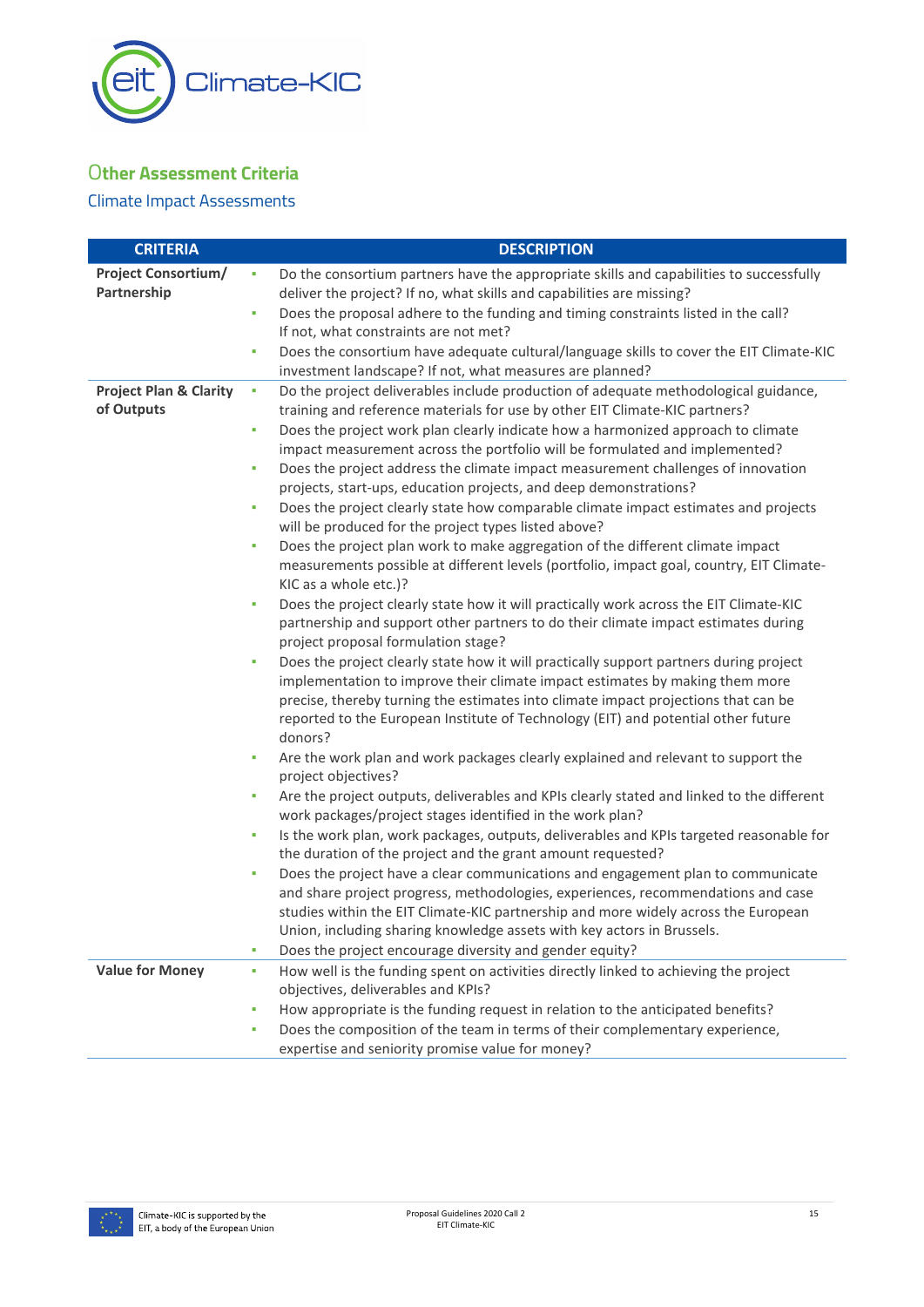## Other Assessment Criteria

### Climate Impact Assessments

| CRITERIA | DESCRIPTION |
|---|---|
| **Project Consortium/ Partnership** | ▪ Do the consortium partners have the appropriate skills and capabilities to successfully deliver the project? If no, what skills and capabilities are missing?<br>▪ Does the proposal adhere to the funding and timing constraints listed in the call? If not, what constraints are not met?<br>▪ Does the consortium have adequate cultural/language skills to cover the EIT Climate-KIC investment landscape? If not, what measures are planned? |
| **Project Plan & Clarity of Outputs** | ▪ Do the project deliverables include production of adequate methodological guidance, training and reference materials for use by other EIT Climate-KIC partners?<br>▪ Does the project work plan clearly indicate how a harmonized approach to climate impact measurement across the portfolio will be formulated and implemented?<br>▪ Does the project address the climate impact measurement challenges of innovation projects, start-ups, education projects, and deep demonstrations?<br>▪ Does the project clearly state how comparable climate impact estimates and projects will be produced for the project types listed above?<br>▪ Does the project plan work to make aggregation of the different climate impact measurements possible at different levels (portfolio, impact goal, country, EIT Climate-KIC as a whole etc.)?<br>▪ Does the project clearly state how it will practically work across the EIT Climate-KIC partnership and support other partners to do their climate impact estimates during project proposal formulation stage?<br>▪ Does the project clearly state how it will practically support partners during project implementation to improve their climate impact estimates by making them more precise, thereby turning the estimates into climate impact projections that can be reported to the European Institute of Technology (EIT) and potential other future donors?<br>▪ Are the work plan and work packages clearly explained and relevant to support the project objectives?<br>▪ Are the project outputs, deliverables and KPIs clearly stated and linked to the different work packages/project stages identified in the work plan?<br>▪ Is the work plan, work packages, outputs, deliverables and KPIs targeted reasonable for the duration of the project and the grant amount requested?<br>▪ Does the project have a clear communications and engagement plan to communicate and share project progress, methodologies, experiences, recommendations and case studies within the EIT Climate-KIC partnership and more widely across the European Union, including sharing knowledge assets with key actors in Brussels.<br>▪ Does the project encourage diversity and gender equity? |
| **Value for Money** | ▪ How well is the funding spent on activities directly linked to achieving the project objectives, deliverables and KPIs?<br>▪ How appropriate is the funding request in relation to the anticipated benefits?<br>▪ Does the composition of the team in terms of their complementary experience, expertise and seniority promise value for money? |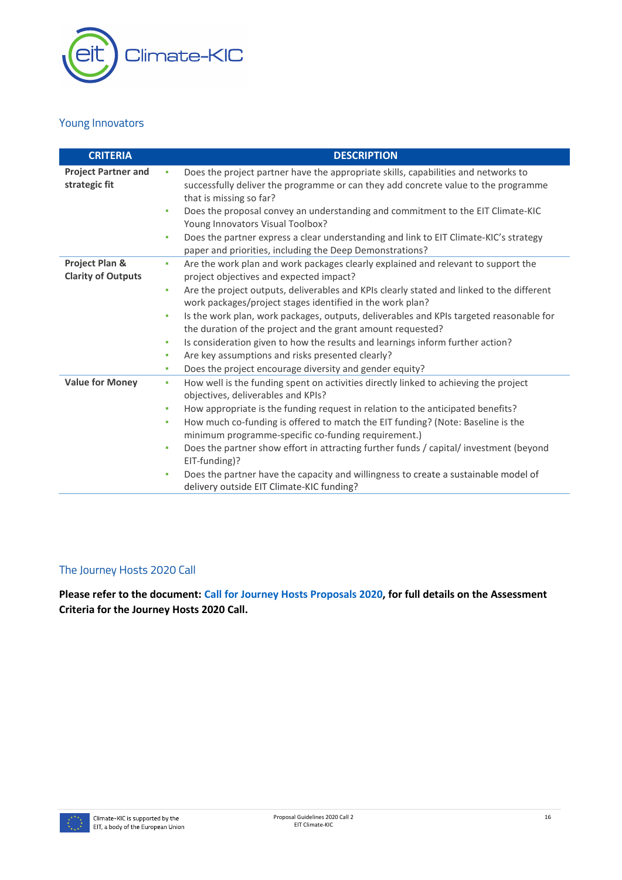## Young Innovators

| CRITERIA | DESCRIPTION |
|---|---|
| **Project Partner and strategic fit** | ▪ Does the project partner have the appropriate skills, capabilities and networks to successfully deliver the programme or can they add concrete value to the programme that is missing so far?<br>▪ Does the proposal convey an understanding and commitment to the EIT Climate-KIC Young Innovators Visual Toolbox?<br>▪ Does the partner express a clear understanding and link to EIT Climate-KIC's strategy paper and priorities, including the Deep Demonstrations? |
| **Project Plan & Clarity of Outputs** | ▪ Are the work plan and work packages clearly explained and relevant to support the project objectives and expected impact?<br>▪ Are the project outputs, deliverables and KPIs clearly stated and linked to the different work packages/project stages identified in the work plan?<br>▪ Is the work plan, work packages, outputs, deliverables and KPIs targeted reasonable for the duration of the project and the grant amount requested?<br>▪ Is consideration given to how the results and learnings inform further action?<br>▪ Are key assumptions and risks presented clearly?<br>▪ Does the project encourage diversity and gender equity? |
| **Value for Money** | ▪ How well is the funding spent on activities directly linked to achieving the project objectives, deliverables and KPIs?<br>▪ How appropriate is the funding request in relation to the anticipated benefits?<br>▪ How much co-funding is offered to match the EIT funding? (Note: Baseline is the minimum programme-specific co-funding requirement.)<br>▪ Does the partner show effort in attracting further funds / capital/ investment (beyond EIT-funding)?<br>▪ Does the partner have the capacity and willingness to create a sustainable model of delivery outside EIT Climate-KIC funding? |

## The Journey Hosts 2020 Call

**Please refer to the document: Call for Journey Hosts Proposals 2020, for full details on the Assessment Criteria for the Journey Hosts 2020 Call.**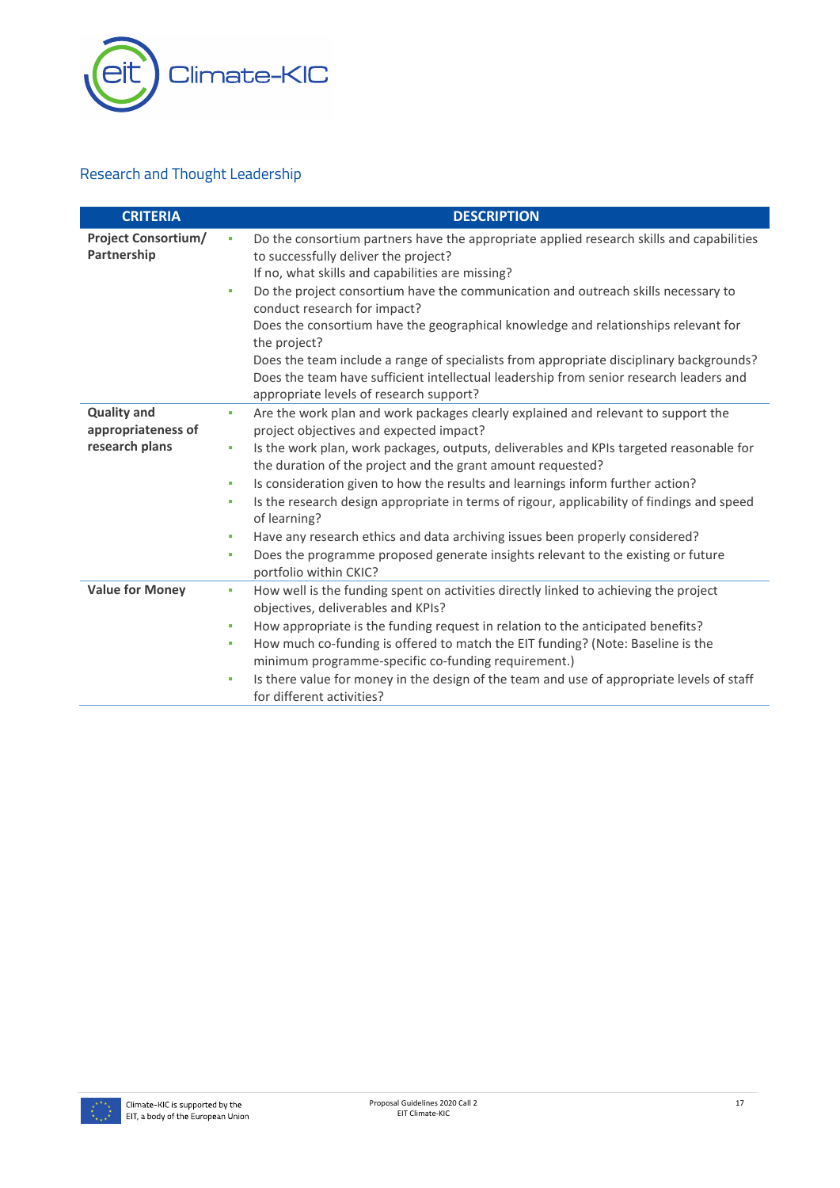## Research and Thought Leadership

| CRITERIA | DESCRIPTION |
|---|---|
| **Project Consortium/ Partnership** | ▪ Do the consortium partners have the appropriate applied research skills and capabilities to successfully deliver the project? If no, what skills and capabilities are missing? <br> ▪ Do the project consortium have the communication and outreach skills necessary to conduct research for impact? Does the consortium have the geographical knowledge and relationships relevant for the project? Does the team include a range of specialists from appropriate disciplinary backgrounds? Does the team have sufficient intellectual leadership from senior research leaders and appropriate levels of research support? |
| **Quality and appropriateness of research plans** | ▪ Are the work plan and work packages clearly explained and relevant to support the project objectives and expected impact? <br> ▪ Is the work plan, work packages, outputs, deliverables and KPIs targeted reasonable for the duration of the project and the grant amount requested? <br> ▪ Is consideration given to how the results and learnings inform further action? <br> ▪ Is the research design appropriate in terms of rigour, applicability of findings and speed of learning? <br> ▪ Have any research ethics and data archiving issues been properly considered? <br> ▪ Does the programme proposed generate insights relevant to the existing or future portfolio within CKIC? |
| **Value for Money** | ▪ How well is the funding spent on activities directly linked to achieving the project objectives, deliverables and KPIs? <br> ▪ How appropriate is the funding request in relation to the anticipated benefits? <br> ▪ How much co-funding is offered to match the EIT funding? (Note: Baseline is the minimum programme-specific co-funding requirement.) <br> ▪ Is there value for money in the design of the team and use of appropriate levels of staff for different activities? |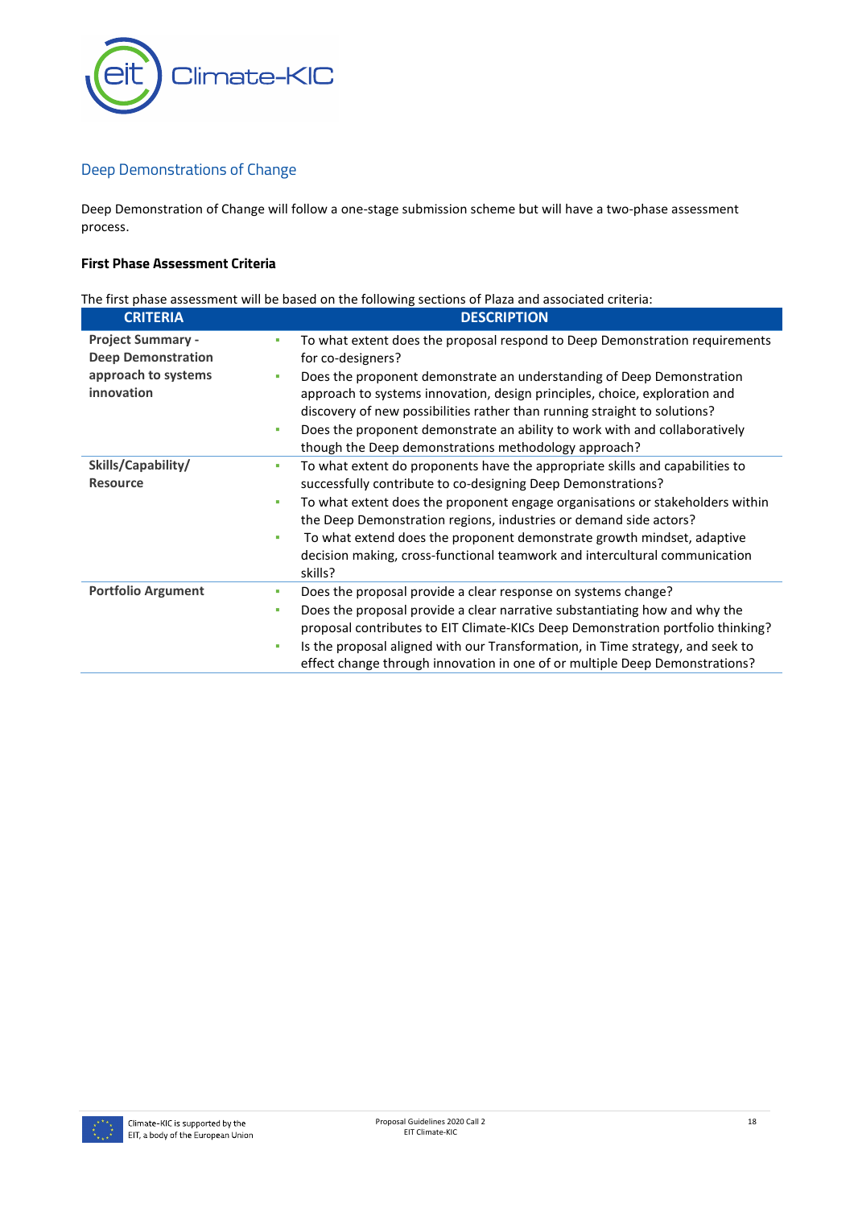## Deep Demonstrations of Change

Deep Demonstration of Change will follow a one-stage submission scheme but will have a two-phase assessment process.

**First Phase Assessment Criteria**

The first phase assessment will be based on the following sections of Plaza and associated criteria:

| CRITERIA | DESCRIPTION |
|---|---|
| **Project Summary - Deep Demonstration approach to systems innovation** | • To what extent does the proposal respond to Deep Demonstration requirements for co-designers?<br>• Does the proponent demonstrate an understanding of Deep Demonstration approach to systems innovation, design principles, choice, exploration and discovery of new possibilities rather than running straight to solutions?<br>• Does the proponent demonstrate an ability to work with and collaboratively though the Deep demonstrations methodology approach? |
| **Skills/Capability/ Resource** | • To what extent do proponents have the appropriate skills and capabilities to successfully contribute to co-designing Deep Demonstrations?<br>• To what extent does the proponent engage organisations or stakeholders within the Deep Demonstration regions, industries or demand side actors?<br>• To what extend does the proponent demonstrate growth mindset, adaptive decision making, cross-functional teamwork and intercultural communication skills? |
| **Portfolio Argument** | • Does the proposal provide a clear response on systems change?<br>• Does the proposal provide a clear narrative substantiating how and why the proposal contributes to EIT Climate-KICs Deep Demonstration portfolio thinking?<br>• Is the proposal aligned with our Transformation, in Time strategy, and seek to effect change through innovation in one of or multiple Deep Demonstrations? |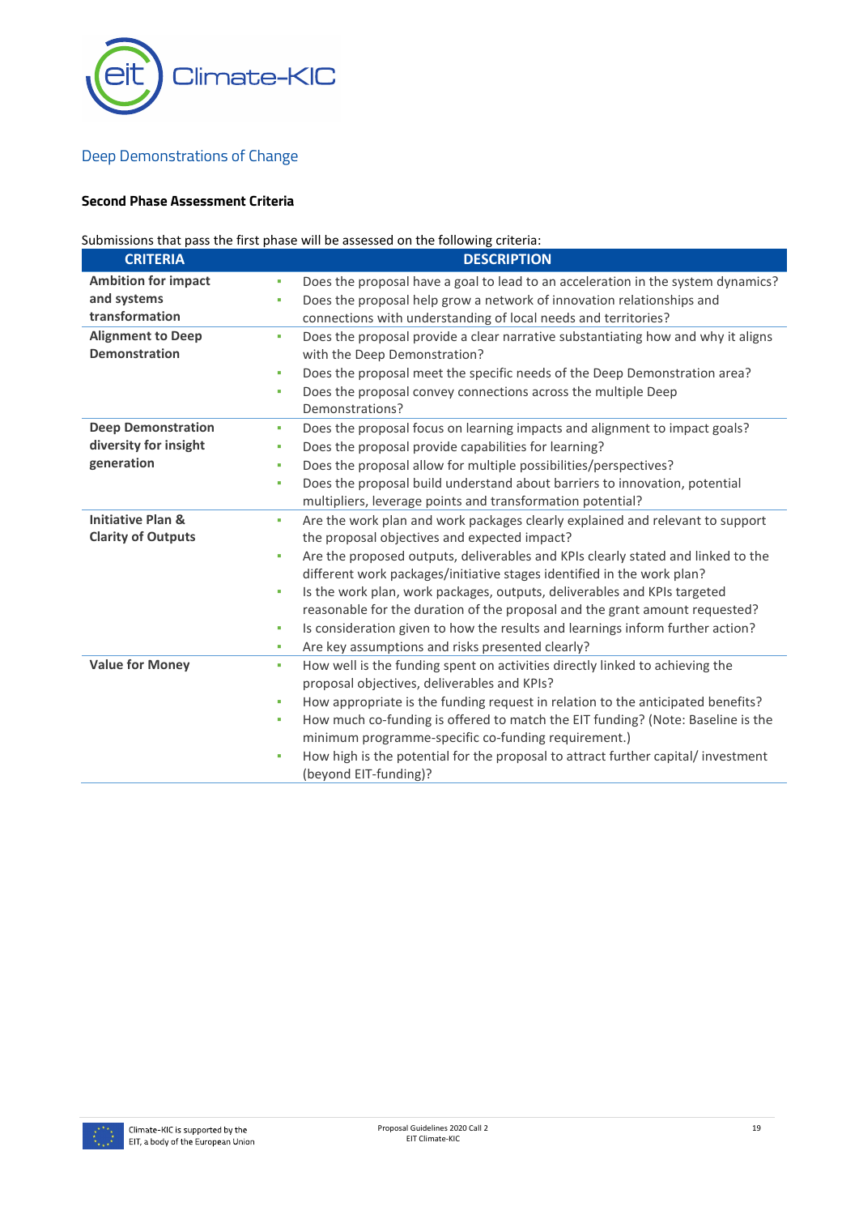## Deep Demonstrations of Change

**Second Phase Assessment Criteria**

Submissions that pass the first phase will be assessed on the following criteria:

| CRITERIA | DESCRIPTION |
|---|---|
| **Ambition for impact and systems transformation** | ▪ Does the proposal have a goal to lead to an acceleration in the system dynamics?<br>▪ Does the proposal help grow a network of innovation relationships and connections with understanding of local needs and territories? |
| **Alignment to Deep Demonstration** | ▪ Does the proposal provide a clear narrative substantiating how and why it aligns with the Deep Demonstration?<br>▪ Does the proposal meet the specific needs of the Deep Demonstration area?<br>▪ Does the proposal convey connections across the multiple Deep Demonstrations? |
| **Deep Demonstration diversity for insight generation** | ▪ Does the proposal focus on learning impacts and alignment to impact goals?<br>▪ Does the proposal provide capabilities for learning?<br>▪ Does the proposal allow for multiple possibilities/perspectives?<br>▪ Does the proposal build understand about barriers to innovation, potential multipliers, leverage points and transformation potential? |
| **Initiative Plan & Clarity of Outputs** | ▪ Are the work plan and work packages clearly explained and relevant to support the proposal objectives and expected impact?<br>▪ Are the proposed outputs, deliverables and KPIs clearly stated and linked to the different work packages/initiative stages identified in the work plan?<br>▪ Is the work plan, work packages, outputs, deliverables and KPIs targeted reasonable for the duration of the proposal and the grant amount requested?<br>▪ Is consideration given to how the results and learnings inform further action?<br>▪ Are key assumptions and risks presented clearly? |
| **Value for Money** | ▪ How well is the funding spent on activities directly linked to achieving the proposal objectives, deliverables and KPIs?<br>▪ How appropriate is the funding request in relation to the anticipated benefits?<br>▪ How much co-funding is offered to match the EIT funding? (Note: Baseline is the minimum programme-specific co-funding requirement.)<br>▪ How high is the potential for the proposal to attract further capital/ investment (beyond EIT-funding)? |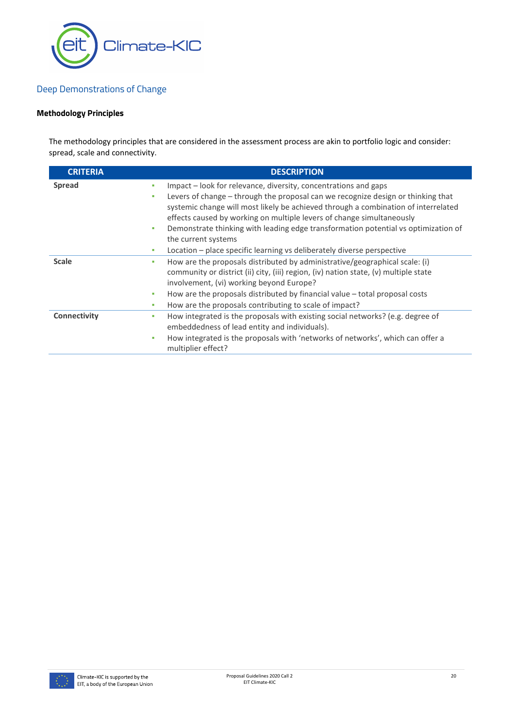Deep Demonstrations of Change

**Methodology Principles**

The methodology principles that are considered in the assessment process are akin to portfolio logic and consider: spread, scale and connectivity.

| CRITERIA | DESCRIPTION |
|---|---|
| **Spread** | ▪ Impact – look for relevance, diversity, concentrations and gaps<br>▪ Levers of change – through the proposal can we recognize design or thinking that systemic change will most likely be achieved through a combination of interrelated effects caused by working on multiple levers of change simultaneously<br>▪ Demonstrate thinking with leading edge transformation potential vs optimization of the current systems<br>▪ Location – place specific learning vs deliberately diverse perspective |
| **Scale** | ▪ How are the proposals distributed by administrative/geographical scale: (i) community or district (ii) city, (iii) region, (iv) nation state, (v) multiple state involvement, (vi) working beyond Europe?<br>▪ How are the proposals distributed by financial value – total proposal costs<br>▪ How are the proposals contributing to scale of impact? |
| **Connectivity** | ▪ How integrated is the proposals with existing social networks? (e.g. degree of embeddedness of lead entity and individuals).<br>▪ How integrated is the proposals with 'networks of networks', which can offer a multiplier effect? |